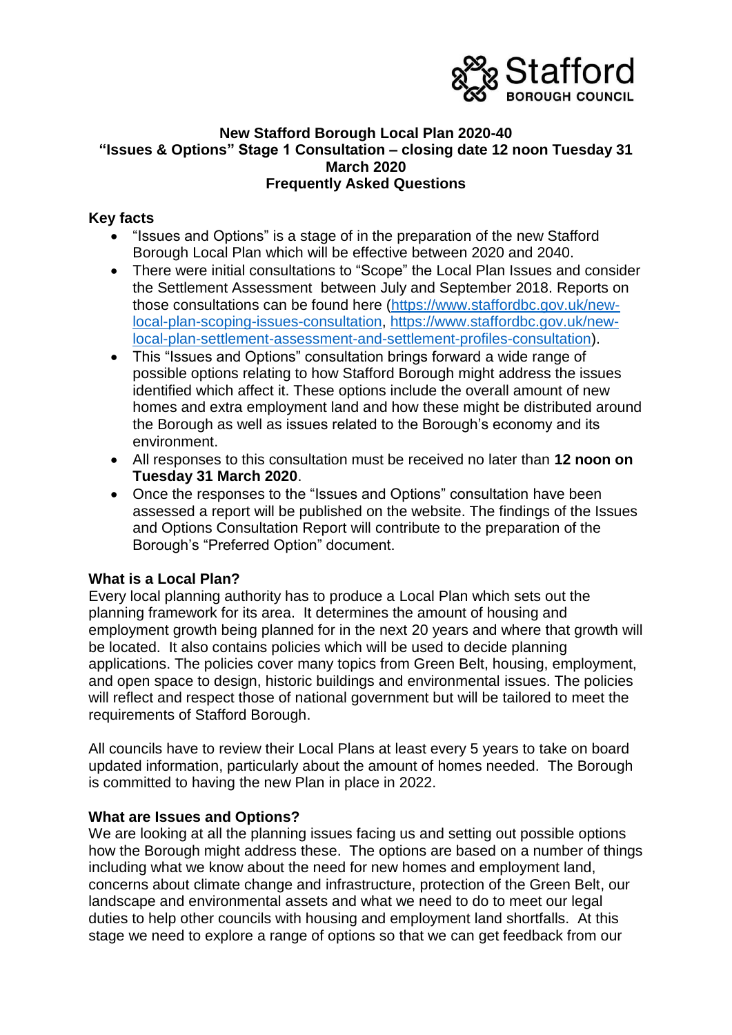Stafford BOROUGH COUNCIL

# New Stafford Borough Local Plan 2020-40
# "Issues & Options" Stage 1 Consultation – closing date 12 noon Tuesday 31 March 2020
# Frequently Asked Questions

## Key facts

- "Issues and Options" is a stage of in the preparation of the new Stafford Borough Local Plan which will be effective between 2020 and 2040.
- There were initial consultations to "Scope" the Local Plan Issues and consider the Settlement Assessment between July and September 2018. Reports on those consultations can be found here (https://www.staffordbc.gov.uk/new-local-plan-scoping-issues-consultation, https://www.staffordbc.gov.uk/new-local-plan-settlement-assessment-and-settlement-profiles-consultation).
- This "Issues and Options" consultation brings forward a wide range of possible options relating to how Stafford Borough might address the issues identified which affect it. These options include the overall amount of new homes and extra employment land and how these might be distributed around the Borough as well as issues related to the Borough's economy and its environment.
- All responses to this consultation must be received no later than **12 noon on Tuesday 31 March 2020**.
- Once the responses to the "Issues and Options" consultation have been assessed a report will be published on the website. The findings of the Issues and Options Consultation Report will contribute to the preparation of the Borough's "Preferred Option" document.

## What is a Local Plan?

Every local planning authority has to produce a Local Plan which sets out the planning framework for its area. It determines the amount of housing and employment growth being planned for in the next 20 years and where that growth will be located. It also contains policies which will be used to decide planning applications. The policies cover many topics from Green Belt, housing, employment, and open space to design, historic buildings and environmental issues. The policies will reflect and respect those of national government but will be tailored to meet the requirements of Stafford Borough.

All councils have to review their Local Plans at least every 5 years to take on board updated information, particularly about the amount of homes needed. The Borough is committed to having the new Plan in place in 2022.

## What are Issues and Options?

We are looking at all the planning issues facing us and setting out possible options how the Borough might address these. The options are based on a number of things including what we know about the need for new homes and employment land, concerns about climate change and infrastructure, protection of the Green Belt, our landscape and environmental assets and what we need to do to meet our legal duties to help other councils with housing and employment land shortfalls. At this stage we need to explore a range of options so that we can get feedback from our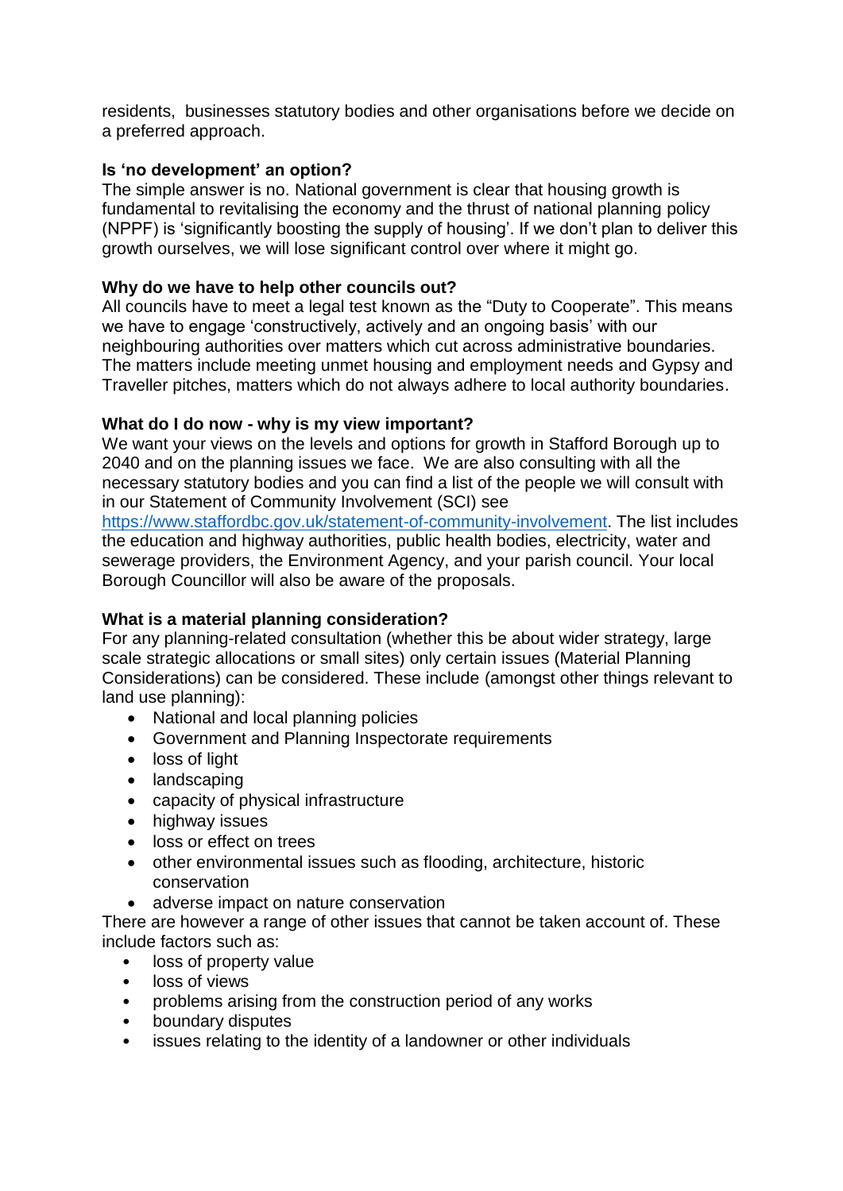residents, businesses statutory bodies and other organisations before we decide on a preferred approach.

**Is 'no development' an option?**

The simple answer is no. National government is clear that housing growth is fundamental to revitalising the economy and the thrust of national planning policy (NPPF) is 'significantly boosting the supply of housing'. If we don't plan to deliver this growth ourselves, we will lose significant control over where it might go.

**Why do we have to help other councils out?**

All councils have to meet a legal test known as the "Duty to Cooperate". This means we have to engage 'constructively, actively and an ongoing basis' with our neighbouring authorities over matters which cut across administrative boundaries. The matters include meeting unmet housing and employment needs and Gypsy and Traveller pitches, matters which do not always adhere to local authority boundaries.

**What do I do now - why is my view important?**

We want your views on the levels and options for growth in Stafford Borough up to 2040 and on the planning issues we face. We are also consulting with all the necessary statutory bodies and you can find a list of the people we will consult with in our Statement of Community Involvement (SCI) see https://www.staffordbc.gov.uk/statement-of-community-involvement. The list includes the education and highway authorities, public health bodies, electricity, water and sewerage providers, the Environment Agency, and your parish council. Your local Borough Councillor will also be aware of the proposals.

**What is a material planning consideration?**

For any planning-related consultation (whether this be about wider strategy, large scale strategic allocations or small sites) only certain issues (Material Planning Considerations) can be considered. These include (amongst other things relevant to land use planning):

- National and local planning policies
- Government and Planning Inspectorate requirements
- loss of light
- landscaping
- capacity of physical infrastructure
- highway issues
- loss or effect on trees
- other environmental issues such as flooding, architecture, historic conservation
- adverse impact on nature conservation

There are however a range of other issues that cannot be taken account of. These include factors such as:

- loss of property value
- loss of views
- problems arising from the construction period of any works
- boundary disputes
- issues relating to the identity of a landowner or other individuals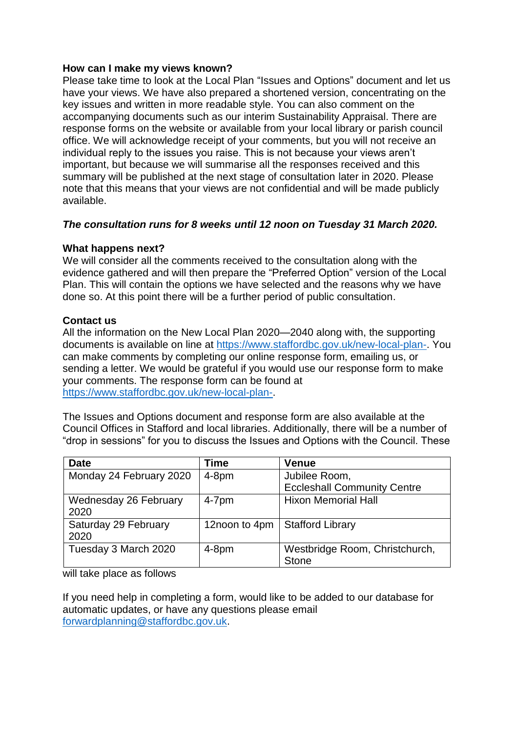**How can I make my views known?**

Please take time to look at the Local Plan "Issues and Options" document and let us have your views. We have also prepared a shortened version, concentrating on the key issues and written in more readable style. You can also comment on the accompanying documents such as our interim Sustainability Appraisal. There are response forms on the website or available from your local library or parish council office. We will acknowledge receipt of your comments, but you will not receive an individual reply to the issues you raise. This is not because your views aren't important, but because we will summarise all the responses received and this summary will be published at the next stage of consultation later in 2020. Please note that this means that your views are not confidential and will be made publicly available.

***The consultation runs for 8 weeks until 12 noon on Tuesday 31 March 2020.***

**What happens next?**

We will consider all the comments received to the consultation along with the evidence gathered and will then prepare the "Preferred Option" version of the Local Plan. This will contain the options we have selected and the reasons why we have done so. At this point there will be a further period of public consultation.

**Contact us**

All the information on the New Local Plan 2020—2040 along with, the supporting documents is available on line at https://www.staffordbc.gov.uk/new-local-plan-. You can make comments by completing our online response form, emailing us, or sending a letter. We would be grateful if you would use our response form to make your comments. The response form can be found at https://www.staffordbc.gov.uk/new-local-plan-.

The Issues and Options document and response form are also available at the Council Offices in Stafford and local libraries. Additionally, there will be a number of "drop in sessions" for you to discuss the Issues and Options with the Council. These will take place as follows

| Date | Time | Venue |
|---|---|---|
| Monday 24 February 2020 | 4-8pm | Jubilee Room, Eccleshall Community Centre |
| Wednesday 26 February 2020 | 4-7pm | Hixon Memorial Hall |
| Saturday 29 February 2020 | 12noon to 4pm | Stafford Library |
| Tuesday 3 March 2020 | 4-8pm | Westbridge Room, Christchurch, Stone |

If you need help in completing a form, would like to be added to our database for automatic updates, or have any questions please email forwardplanning@staffordbc.gov.uk.